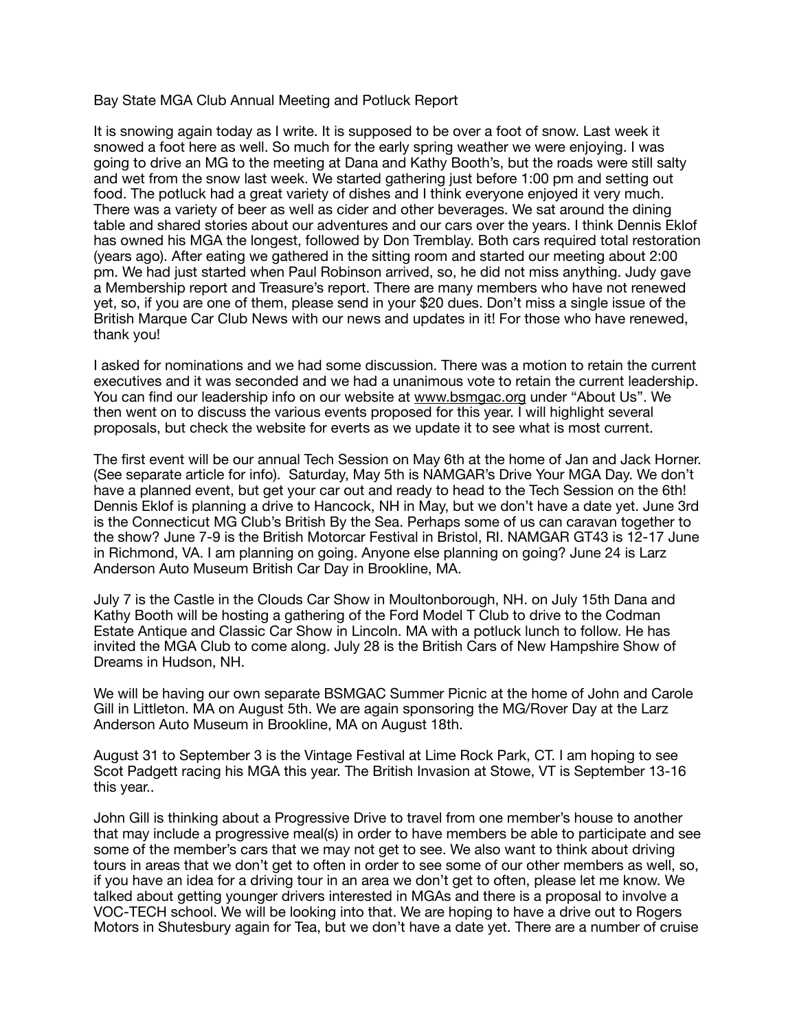# Bay State MGA Club Annual Meeting and Potluck Report

It is snowing again today as I write. It is supposed to be over a foot of snow. Last week it snowed a foot here as well. So much for the early spring weather we were enjoying. I was going to drive an MG to the meeting at Dana and Kathy Booth's, but the roads were still salty and wet from the snow last week. We started gathering just before 1:00 pm and setting out food. The potluck had a great variety of dishes and I think everyone enjoyed it very much. There was a variety of beer as well as cider and other beverages. We sat around the dining table and shared stories about our adventures and our cars over the years. I think Dennis Eklof has owned his MGA the longest, followed by Don Tremblay. Both cars required total restoration (years ago). After eating we gathered in the sitting room and started our meeting about 2:00 pm. We had just started when Paul Robinson arrived, so, he did not miss anything. Judy gave a Membership report and Treasure's report. There are many members who have not renewed yet, so, if you are one of them, please send in your $20 dues. Don't miss a single issue of the British Marque Car Club News with our news and updates in it! For those who have renewed, thank you!

I asked for nominations and we had some discussion. There was a motion to retain the current executives and it was seconded and we had a unanimous vote to retain the current leadership. You can find our leadership info on our website at www.bsmgac.org under "About Us". We then went on to discuss the various events proposed for this year. I will highlight several proposals, but check the website for everts as we update it to see what is most current.

The first event will be our annual Tech Session on May 6th at the home of Jan and Jack Horner. (See separate article for info). Saturday, May 5th is NAMGAR's Drive Your MGA Day. We don't have a planned event, but get your car out and ready to head to the Tech Session on the 6th! Dennis Eklof is planning a drive to Hancock, NH in May, but we don't have a date yet. June 3rd is the Connecticut MG Club's British By the Sea. Perhaps some of us can caravan together to the show? June 7-9 is the British Motorcar Festival in Bristol, RI. NAMGAR GT43 is 12-17 June in Richmond, VA. I am planning on going. Anyone else planning on going? June 24 is Larz Anderson Auto Museum British Car Day in Brookline, MA.

July 7 is the Castle in the Clouds Car Show in Moultonborough, NH. on July 15th Dana and Kathy Booth will be hosting a gathering of the Ford Model T Club to drive to the Codman Estate Antique and Classic Car Show in Lincoln. MA with a potluck lunch to follow. He has invited the MGA Club to come along. July 28 is the British Cars of New Hampshire Show of Dreams in Hudson, NH.

We will be having our own separate BSMGAC Summer Picnic at the home of John and Carole Gill in Littleton. MA on August 5th. We are again sponsoring the MG/Rover Day at the Larz Anderson Auto Museum in Brookline, MA on August 18th.

August 31 to September 3 is the Vintage Festival at Lime Rock Park, CT. I am hoping to see Scot Padgett racing his MGA this year. The British Invasion at Stowe, VT is September 13-16 this year..

John Gill is thinking about a Progressive Drive to travel from one member's house to another that may include a progressive meal(s) in order to have members be able to participate and see some of the member's cars that we may not get to see. We also want to think about driving tours in areas that we don't get to often in order to see some of our other members as well, so, if you have an idea for a driving tour in an area we don't get to often, please let me know. We talked about getting younger drivers interested in MGAs and there is a proposal to involve a VOC-TECH school. We will be looking into that. We are hoping to have a drive out to Rogers Motors in Shutesbury again for Tea, but we don't have a date yet. There are a number of cruise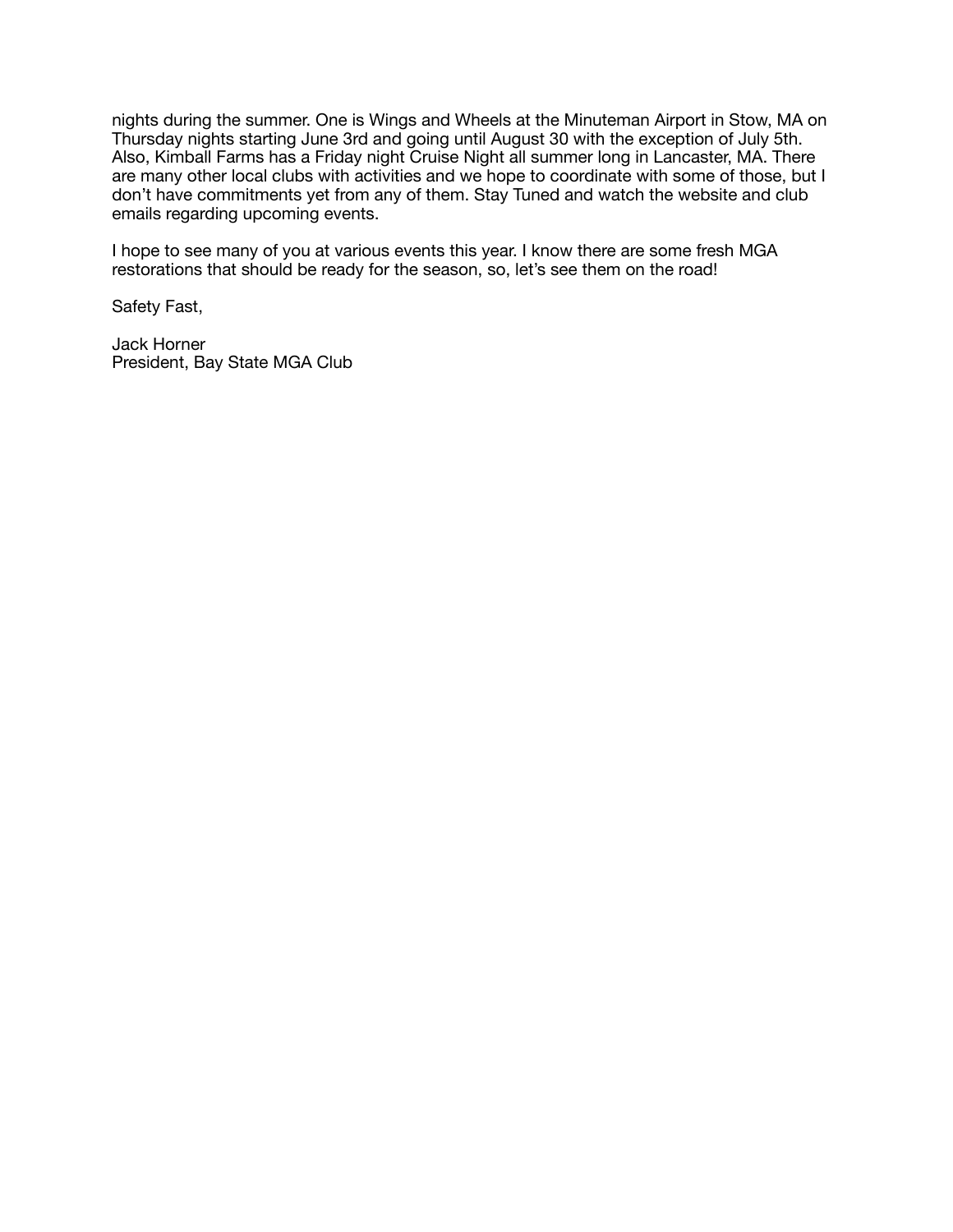nights during the summer. One is Wings and Wheels at the Minuteman Airport in Stow, MA on Thursday nights starting June 3rd and going until August 30 with the exception of July 5th. Also, Kimball Farms has a Friday night Cruise Night all summer long in Lancaster, MA. There are many other local clubs with activities and we hope to coordinate with some of those, but I don't have commitments yet from any of them. Stay Tuned and watch the website and club emails regarding upcoming events.

I hope to see many of you at various events this year. I know there are some fresh MGA restorations that should be ready for the season, so, let's see them on the road!

Safety Fast,

Jack Horner
President, Bay State MGA Club